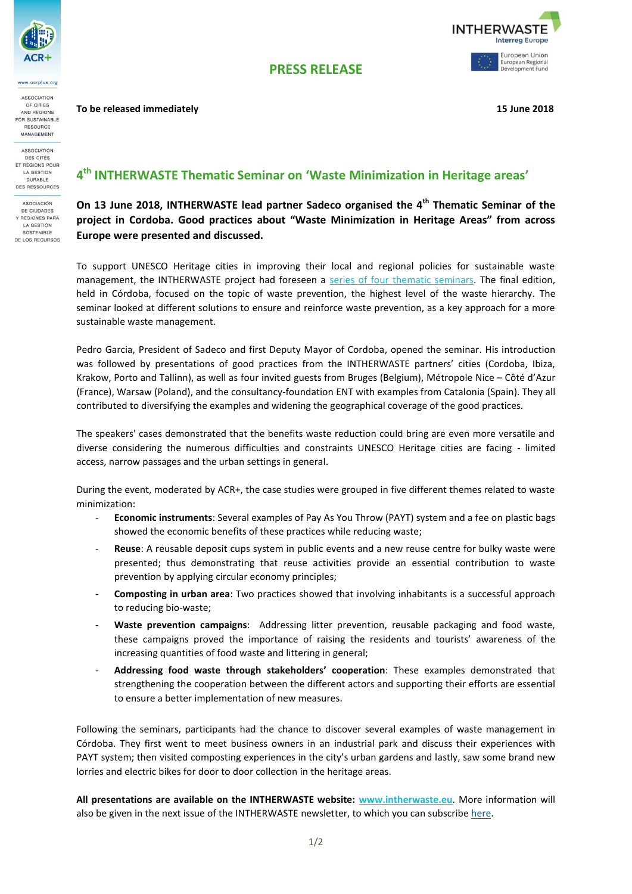ASSOCIATION OF CITIES AND REGIONS FOR SUSTAINABLE RESOURCE MANAGEMENT

ASSOCIATION DES CITÉS ET RÉGIONS POUR LA GESTION DURABLE DES RESSOURCES

ASOCIACIÓN DE CIUDADES Y REGIONES PARA LA GESTIÓN SOSTENIBLE DE LOS RECURSOS

www.acrplus.org

INTHERWASTE Interreg Europe

European Union European Regional Development Fund

**PRESS RELEASE**

**To be released immediately** **15 June 2018**

# 4th INTHERWASTE Thematic Seminar on 'Waste Minimization in Heritage areas'

**On 13 June 2018, INTHERWASTE lead partner Sadeco organised the 4th Thematic Seminar of the project in Cordoba. Good practices about "Waste Minimization in Heritage Areas" from across Europe were presented and discussed.**

To support UNESCO Heritage cities in improving their local and regional policies for sustainable waste management, the INTHERWASTE project had foreseen a series of four thematic seminars. The final edition, held in Córdoba, focused on the topic of waste prevention, the highest level of the waste hierarchy. The seminar looked at different solutions to ensure and reinforce waste prevention, as a key approach for a more sustainable waste management.

Pedro Garcia, President of Sadeco and first Deputy Mayor of Cordoba, opened the seminar. His introduction was followed by presentations of good practices from the INTHERWASTE partners' cities (Cordoba, Ibiza, Krakow, Porto and Tallinn), as well as four invited guests from Bruges (Belgium), Métropole Nice – Côté d'Azur (France), Warsaw (Poland), and the consultancy-foundation ENT with examples from Catalonia (Spain). They all contributed to diversifying the examples and widening the geographical coverage of the good practices.

The speakers' cases demonstrated that the benefits waste reduction could bring are even more versatile and diverse considering the numerous difficulties and constraints UNESCO Heritage cities are facing - limited access, narrow passages and the urban settings in general.

During the event, moderated by ACR+, the case studies were grouped in five different themes related to waste minimization:

- **Economic instruments**: Several examples of Pay As You Throw (PAYT) system and a fee on plastic bags showed the economic benefits of these practices while reducing waste;
- **Reuse**: A reusable deposit cups system in public events and a new reuse centre for bulky waste were presented; thus demonstrating that reuse activities provide an essential contribution to waste prevention by applying circular economy principles;
- **Composting in urban area**: Two practices showed that involving inhabitants is a successful approach to reducing bio-waste;
- **Waste prevention campaigns**: Addressing litter prevention, reusable packaging and food waste, these campaigns proved the importance of raising the residents and tourists' awareness of the increasing quantities of food waste and littering in general;
- **Addressing food waste through stakeholders' cooperation**: These examples demonstrated that strengthening the cooperation between the different actors and supporting their efforts are essential to ensure a better implementation of new measures.

Following the seminars, participants had the chance to discover several examples of waste management in Córdoba. They first went to meet business owners in an industrial park and discuss their experiences with PAYT system; then visited composting experiences in the city's urban gardens and lastly, saw some brand new lorries and electric bikes for door to door collection in the heritage areas.

**All presentations are available on the INTHERWASTE website: www.intherwaste.eu**. More information will also be given in the next issue of the INTHERWASTE newsletter, to which you can subscribe here.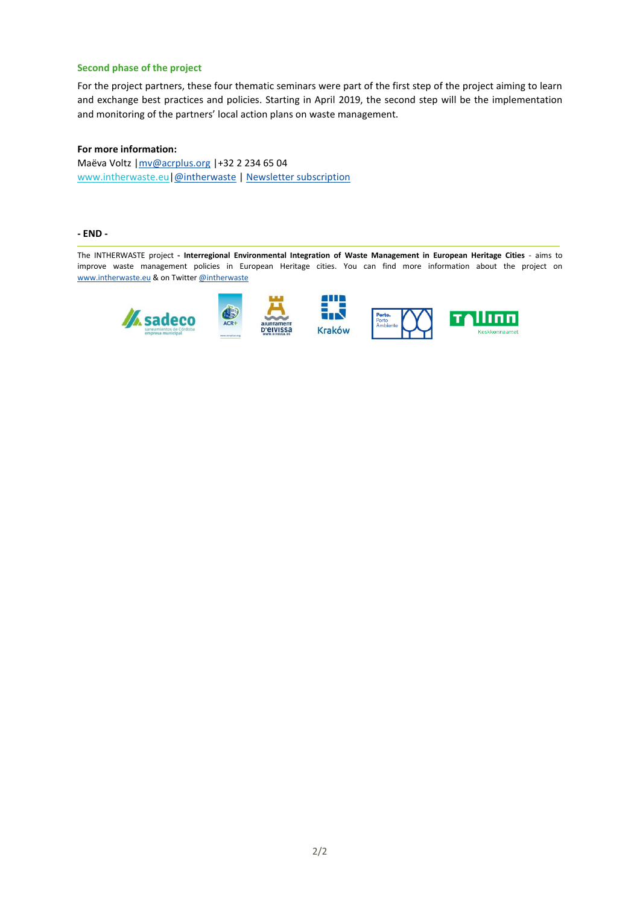### Second phase of the project

For the project partners, these four thematic seminars were part of the first step of the project aiming to learn and exchange best practices and policies. Starting in April 2019, the second step will be the implementation and monitoring of the partners' local action plans on waste management.

**For more information:**
Maëva Voltz | mv@acrplus.org | +32 2 234 65 04
www.intherwaste.eu | @intherwaste | Newsletter subscription

**- END -**

---

The INTHERWASTE project **- Interregional Environmental Integration of Waste Management in European Heritage Cities** - aims to improve waste management policies in European Heritage cities. You can find more information about the project on www.intherwaste.eu & on Twitter @intherwaste